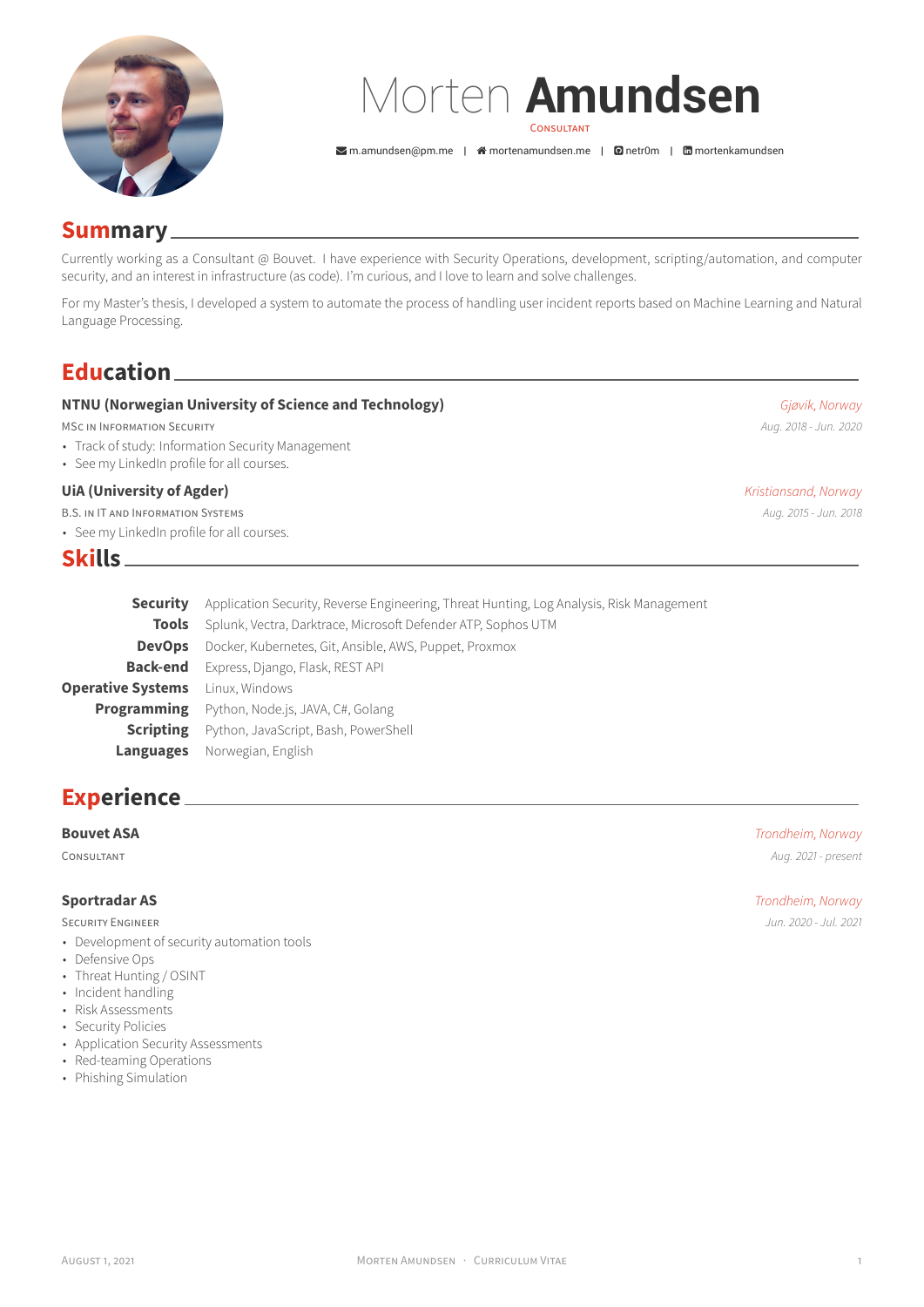# Morten **Amundsen**

CONSULTANT

m.amundsen@pm.me | mortenamundsen.me | netr0m | mortenkamundsen

## Summary

Currently working as a Consultant @ Bouvet. I have experience with Security Operations, development, scripting/automation, and computer security, and an interest in infrastructure (as code). I'm curious, and I love to learn and solve challenges.

For my Master's thesis, I developed a system to automate the process of handling user incident reports based on Machine Learning and Natural Language Processing.

## Education

### NTNU (Norwegian University of Science and Technology)

*Gjøvik, Norway*

MSC IN INFORMATION SECURITY — *Aug. 2018 - Jun. 2020*

- Track of study: Information Security Management
- See my LinkedIn profile for all courses.

### UiA (University of Agder)

*Kristiansand, Norway*

B.S. IN IT AND INFORMATION SYSTEMS — *Aug. 2015 - Jun. 2018*

- See my LinkedIn profile for all courses.

## Skills

**Security** Application Security, Reverse Engineering, Threat Hunting, Log Analysis, Risk Management

**Tools** Splunk, Vectra, Darktrace, Microsoft Defender ATP, Sophos UTM

**DevOps** Docker, Kubernetes, Git, Ansible, AWS, Puppet, Proxmox

**Back-end** Express, Django, Flask, REST API

**Operative Systems** Linux, Windows

**Programming** Python, Node.js, JAVA, C#, Golang

**Scripting** Python, JavaScript, Bash, PowerShell

**Languages** Norwegian, English

## Experience

### Bouvet ASA

*Trondheim, Norway*

CONSULTANT — *Aug. 2021 - present*

### Sportradar AS

*Trondheim, Norway*

SECURITY ENGINEER — *Jun. 2020 - Jul. 2021*

- Development of security automation tools
- Defensive Ops
- Threat Hunting / OSINT
- Incident handling
- Risk Assessments
- Security Policies
- Application Security Assessments
- Red-teaming Operations
- Phishing Simulation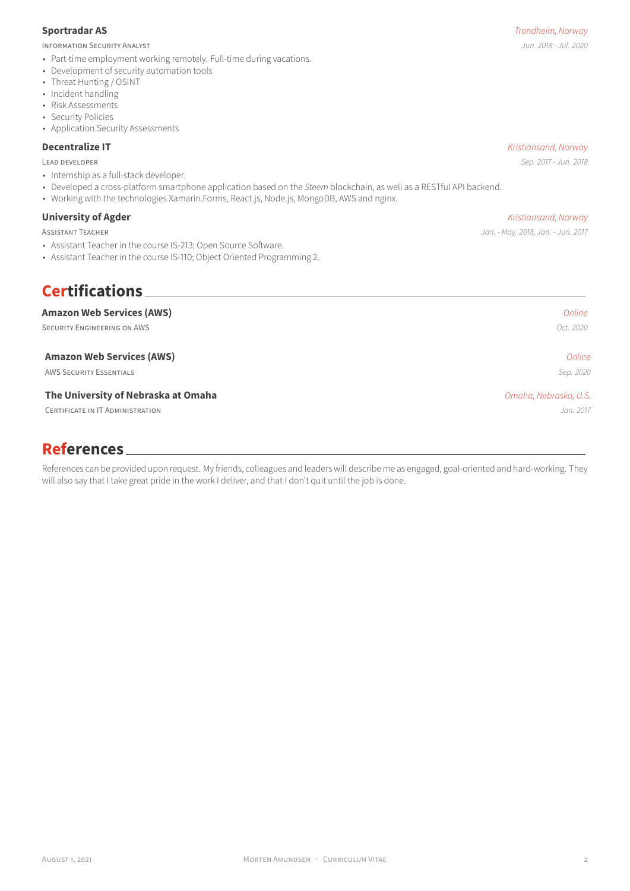### Sportradar AS

*Trondheim, Norway*

Information Security Analyst — *Jun. 2018 - Jul. 2020*

- Part-time employment working remotely. Full-time during vacations.
- Development of security automation tools
- Threat Hunting / OSINT
- Incident handling
- Risk Assessments
- Security Policies
- Application Security Assessments

### Decentralize IT

*Kristiansand, Norway*

Lead developer — *Sep. 2017 - Jun. 2018*

- Internship as a full-stack developer.
- Developed a cross-platform smartphone application based on the *Steem* blockchain, as well as a RESTful API backend.
- Working with the technologies Xamarin.Forms, React.js, Node.js, MongoDB, AWS and nginx.

### University of Agder

*Kristiansand, Norway*

Assistant Teacher — *Jan. - May. 2018, Jan. - Jun. 2017*

- Assistant Teacher in the course IS-213; Open Source Software.
- Assistant Teacher in the course IS-110; Object Oriented Programming 2.

## Certifications

### Amazon Web Services (AWS)

*Online*

Security Engineering on AWS — *Oct. 2020*

### Amazon Web Services (AWS)

*Online*

AWS Security Essentials — *Sep. 2020*

### The University of Nebraska at Omaha

*Omaha, Nebraska, U.S.*

Certificate in IT Administration — *Jan. 2017*

## References

References can be provided upon request. My friends, colleagues and leaders will describe me as engaged, goal-oriented and hard-working. They will also say that I take great pride in the work I deliver, and that I don't quit until the job is done.